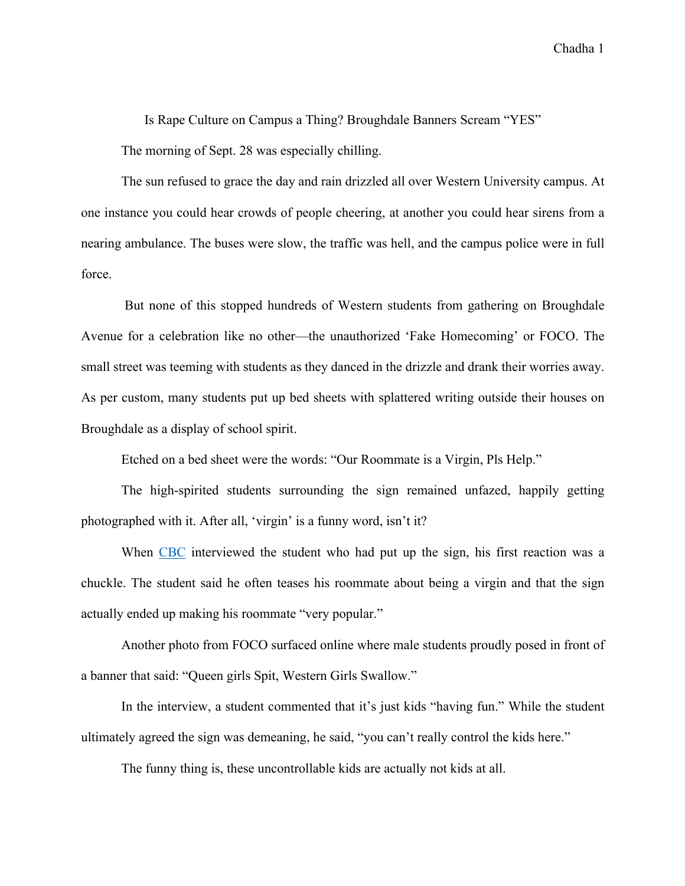# Is Rape Culture on Campus a Thing? Broughdale Banners Scream "YES"

The morning of Sept. 28 was especially chilling.

The sun refused to grace the day and rain drizzled all over Western University campus. At one instance you could hear crowds of people cheering, at another you could hear sirens from a nearing ambulance. The buses were slow, the traffic was hell, and the campus police were in full force.

But none of this stopped hundreds of Western students from gathering on Broughdale Avenue for a celebration like no other—the unauthorized 'Fake Homecoming' or FOCO. The small street was teeming with students as they danced in the drizzle and drank their worries away. As per custom, many students put up bed sheets with splattered writing outside their houses on Broughdale as a display of school spirit.

Etched on a bed sheet were the words: "Our Roommate is a Virgin, Pls Help."

The high-spirited students surrounding the sign remained unfazed, happily getting photographed with it. After all, 'virgin' is a funny word, isn't it?

When CBC interviewed the student who had put up the sign, his first reaction was a chuckle. The student said he often teases his roommate about being a virgin and that the sign actually ended up making his roommate "very popular."

Another photo from FOCO surfaced online where male students proudly posed in front of a banner that said: "Queen girls Spit, Western Girls Swallow."

In the interview, a student commented that it's just kids "having fun." While the student ultimately agreed the sign was demeaning, he said, "you can't really control the kids here."

The funny thing is, these uncontrollable kids are actually not kids at all.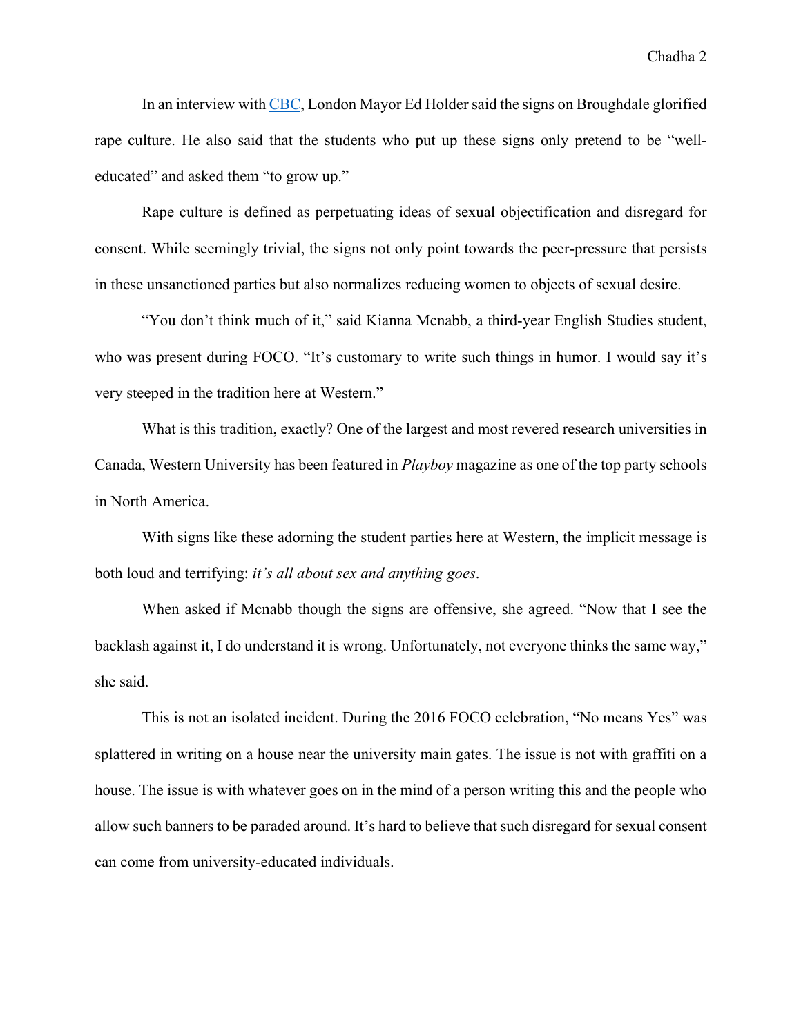In an interview with [CBC](), London Mayor Ed Holder said the signs on Broughdale glorified rape culture. He also said that the students who put up these signs only pretend to be "well-educated" and asked them "to grow up."

Rape culture is defined as perpetuating ideas of sexual objectification and disregard for consent. While seemingly trivial, the signs not only point towards the peer-pressure that persists in these unsanctioned parties but also normalizes reducing women to objects of sexual desire.

"You don't think much of it," said Kianna Mcnabb, a third-year English Studies student, who was present during FOCO. "It's customary to write such things in humor. I would say it's very steeped in the tradition here at Western."

What is this tradition, exactly? One of the largest and most revered research universities in Canada, Western University has been featured in *Playboy* magazine as one of the top party schools in North America.

With signs like these adorning the student parties here at Western, the implicit message is both loud and terrifying: *it's all about sex and anything goes*.

When asked if Mcnabb though the signs are offensive, she agreed. "Now that I see the backlash against it, I do understand it is wrong. Unfortunately, not everyone thinks the same way," she said.

This is not an isolated incident. During the 2016 FOCO celebration, "No means Yes" was splattered in writing on a house near the university main gates. The issue is not with graffiti on a house. The issue is with whatever goes on in the mind of a person writing this and the people who allow such banners to be paraded around. It's hard to believe that such disregard for sexual consent can come from university-educated individuals.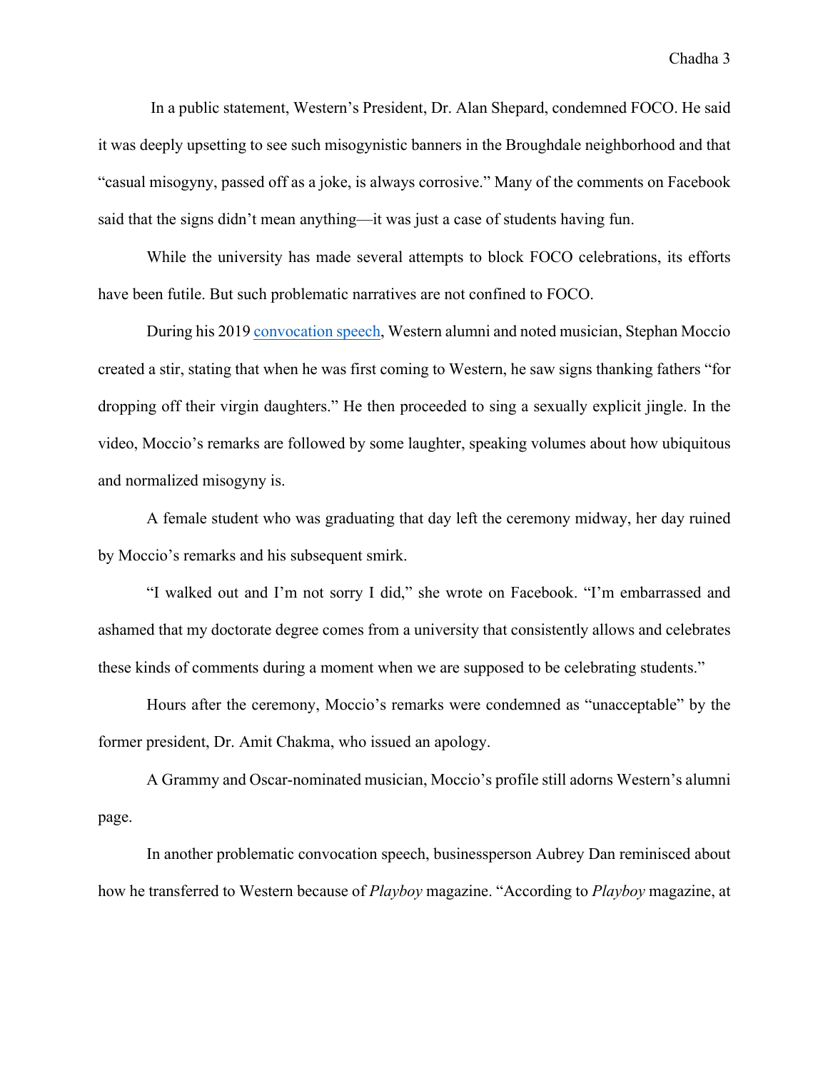In a public statement, Western's President, Dr. Alan Shepard, condemned FOCO. He said it was deeply upsetting to see such misogynistic banners in the Broughdale neighborhood and that "casual misogyny, passed off as a joke, is always corrosive." Many of the comments on Facebook said that the signs didn't mean anything—it was just a case of students having fun.

While the university has made several attempts to block FOCO celebrations, its efforts have been futile. But such problematic narratives are not confined to FOCO.

During his 2019 convocation speech, Western alumni and noted musician, Stephan Moccio created a stir, stating that when he was first coming to Western, he saw signs thanking fathers "for dropping off their virgin daughters." He then proceeded to sing a sexually explicit jingle. In the video, Moccio's remarks are followed by some laughter, speaking volumes about how ubiquitous and normalized misogyny is.

A female student who was graduating that day left the ceremony midway, her day ruined by Moccio's remarks and his subsequent smirk.

"I walked out and I'm not sorry I did," she wrote on Facebook. "I'm embarrassed and ashamed that my doctorate degree comes from a university that consistently allows and celebrates these kinds of comments during a moment when we are supposed to be celebrating students."

Hours after the ceremony, Moccio's remarks were condemned as "unacceptable" by the former president, Dr. Amit Chakma, who issued an apology.

A Grammy and Oscar-nominated musician, Moccio's profile still adorns Western's alumni page.

In another problematic convocation speech, businessperson Aubrey Dan reminisced about how he transferred to Western because of *Playboy* magazine. "According to *Playboy* magazine, at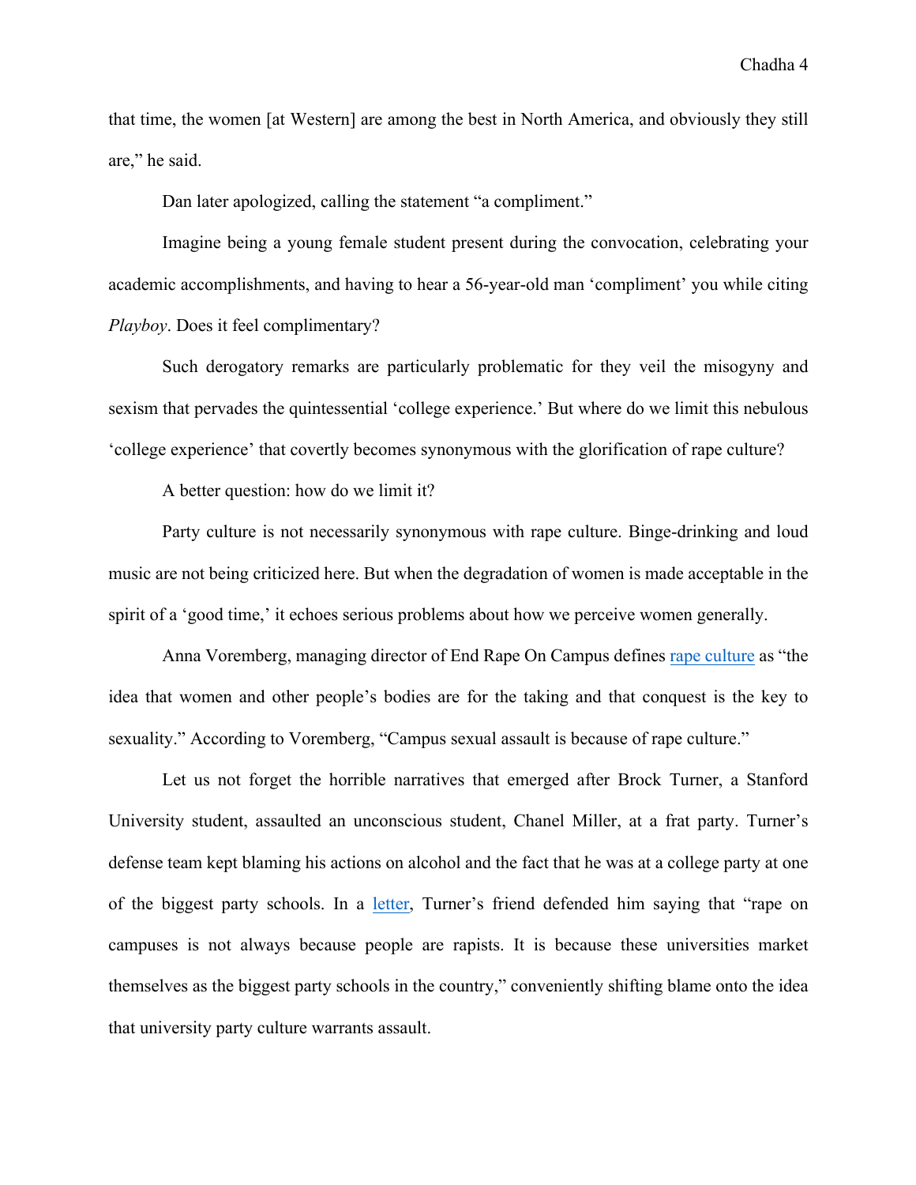that time, the women [at Western] are among the best in North America, and obviously they still are," he said.

Dan later apologized, calling the statement "a compliment."

Imagine being a young female student present during the convocation, celebrating your academic accomplishments, and having to hear a 56-year-old man 'compliment' you while citing *Playboy*. Does it feel complimentary?

Such derogatory remarks are particularly problematic for they veil the misogyny and sexism that pervades the quintessential 'college experience.' But where do we limit this nebulous 'college experience' that covertly becomes synonymous with the glorification of rape culture?

A better question: how do we limit it?

Party culture is not necessarily synonymous with rape culture. Binge-drinking and loud music are not being criticized here. But when the degradation of women is made acceptable in the spirit of a 'good time,' it echoes serious problems about how we perceive women generally.

Anna Voremberg, managing director of End Rape On Campus defines rape culture as "the idea that women and other people's bodies are for the taking and that conquest is the key to sexuality." According to Voremberg, "Campus sexual assault is because of rape culture."

Let us not forget the horrible narratives that emerged after Brock Turner, a Stanford University student, assaulted an unconscious student, Chanel Miller, at a frat party. Turner's defense team kept blaming his actions on alcohol and the fact that he was at a college party at one of the biggest party schools. In a letter, Turner's friend defended him saying that "rape on campuses is not always because people are rapists. It is because these universities market themselves as the biggest party schools in the country," conveniently shifting blame onto the idea that university party culture warrants assault.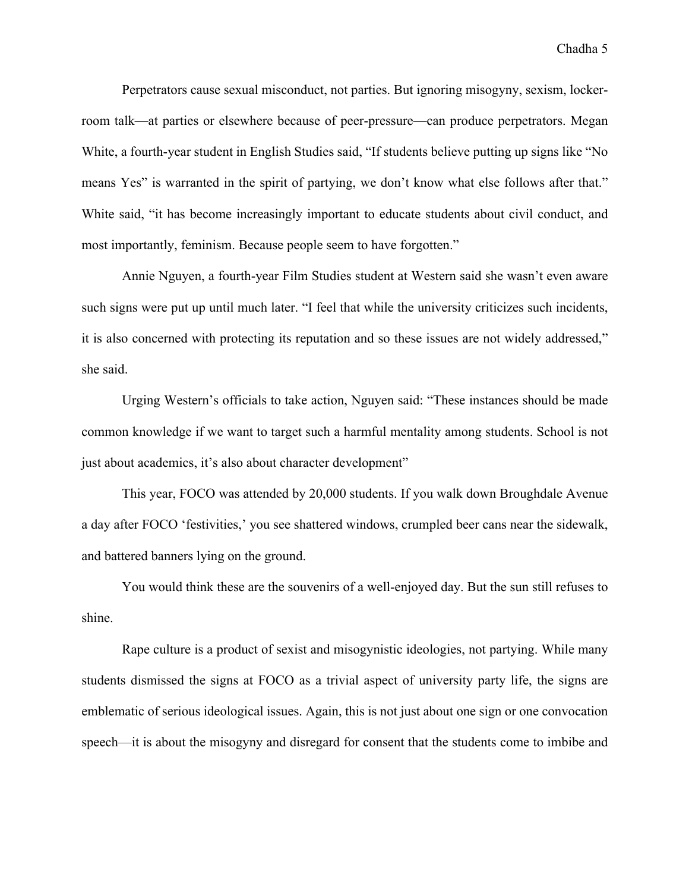Perpetrators cause sexual misconduct, not parties. But ignoring misogyny, sexism, locker-room talk—at parties or elsewhere because of peer-pressure—can produce perpetrators. Megan White, a fourth-year student in English Studies said, "If students believe putting up signs like "No means Yes" is warranted in the spirit of partying, we don't know what else follows after that." White said, "it has become increasingly important to educate students about civil conduct, and most importantly, feminism. Because people seem to have forgotten."

Annie Nguyen, a fourth-year Film Studies student at Western said she wasn't even aware such signs were put up until much later. "I feel that while the university criticizes such incidents, it is also concerned with protecting its reputation and so these issues are not widely addressed," she said.

Urging Western's officials to take action, Nguyen said: "These instances should be made common knowledge if we want to target such a harmful mentality among students. School is not just about academics, it's also about character development"

This year, FOCO was attended by 20,000 students. If you walk down Broughdale Avenue a day after FOCO 'festivities,' you see shattered windows, crumpled beer cans near the sidewalk, and battered banners lying on the ground.

You would think these are the souvenirs of a well-enjoyed day. But the sun still refuses to shine.

Rape culture is a product of sexist and misogynistic ideologies, not partying. While many students dismissed the signs at FOCO as a trivial aspect of university party life, the signs are emblematic of serious ideological issues. Again, this is not just about one sign or one convocation speech—it is about the misogyny and disregard for consent that the students come to imbibe and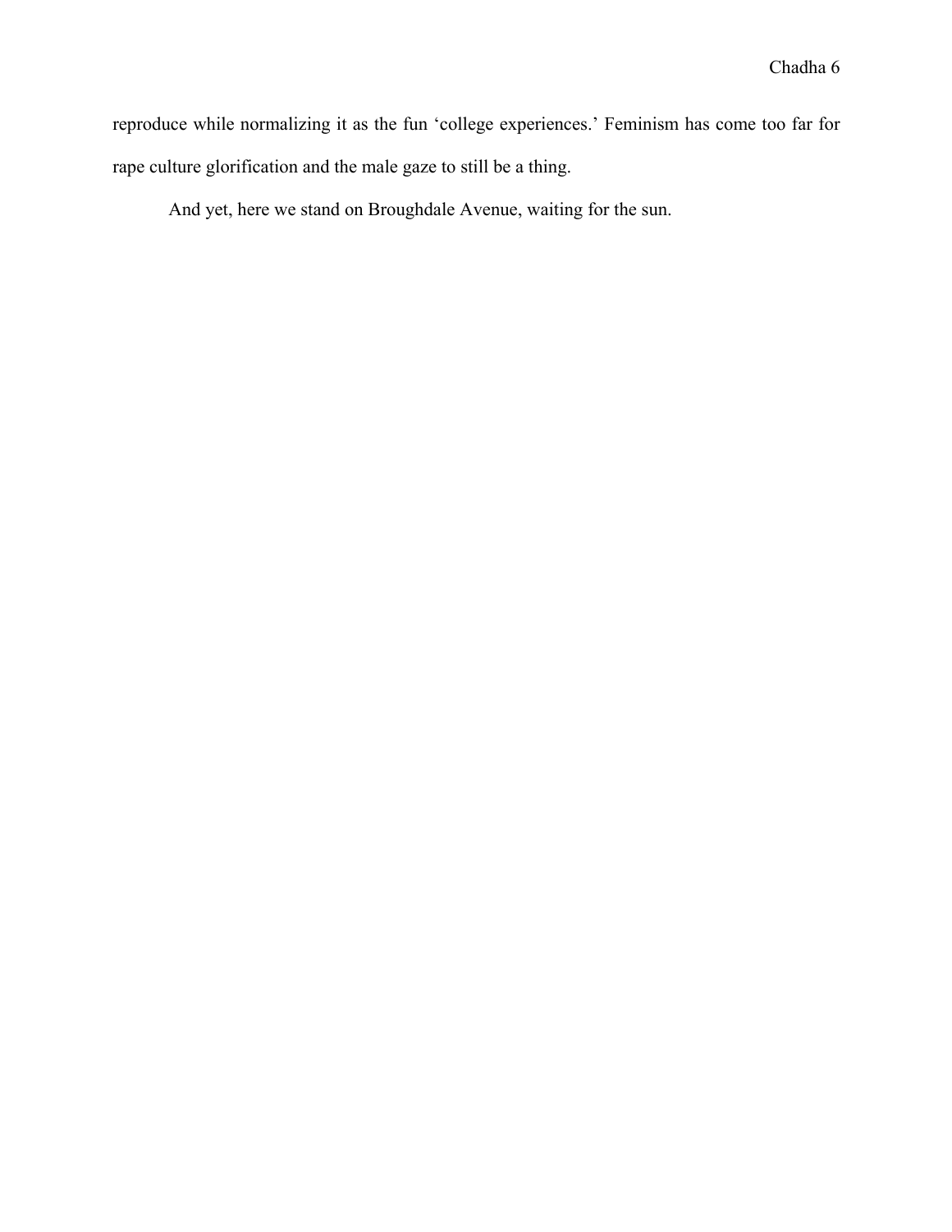reproduce while normalizing it as the fun 'college experiences.' Feminism has come too far for rape culture glorification and the male gaze to still be a thing.

And yet, here we stand on Broughdale Avenue, waiting for the sun.